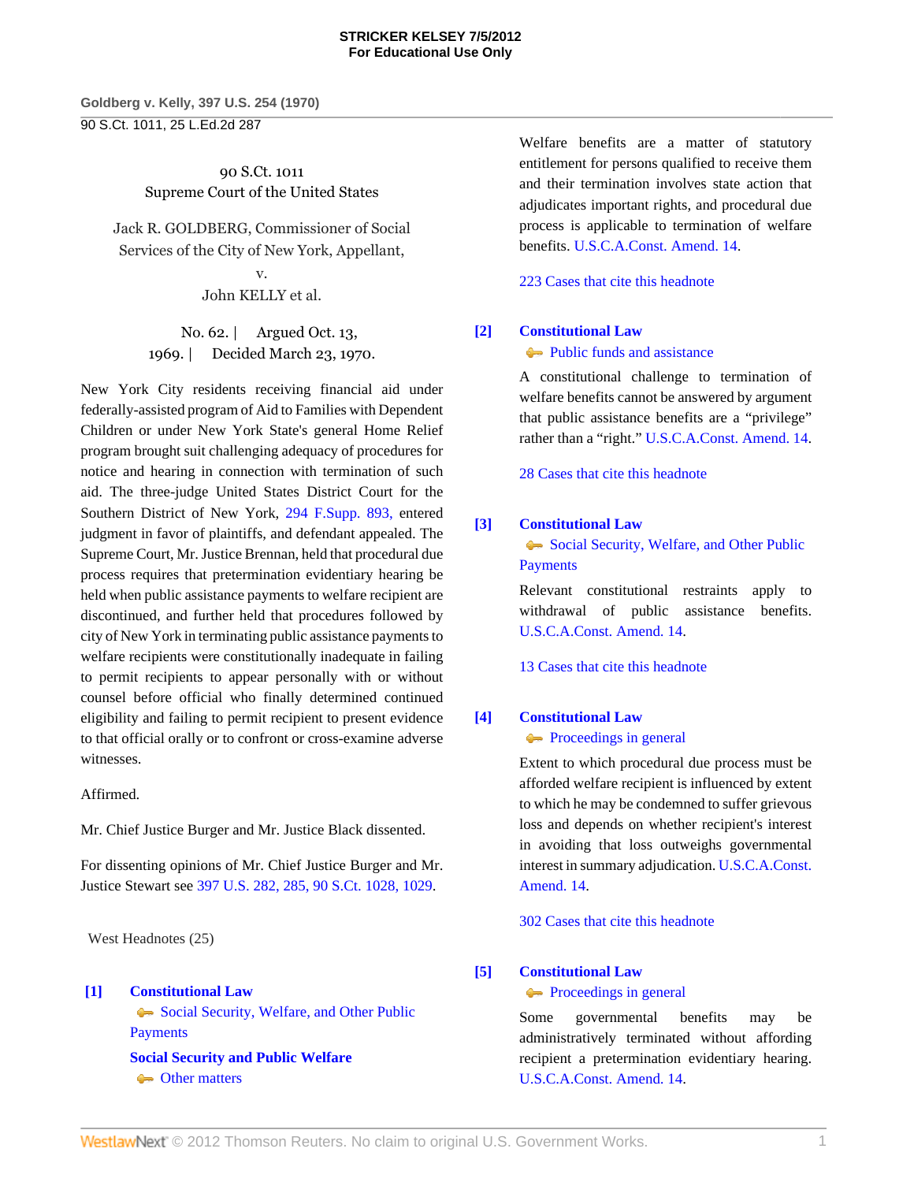90 S.Ct. 1011
Supreme Court of the United States

Jack R. GOLDBERG, Commissioner of Social Services of the City of New York, Appellant,
v.
John KELLY et al.

No. 62. | Argued Oct. 13, 1969. | Decided March 23, 1970.

New York City residents receiving financial aid under federally-assisted program of Aid to Families with Dependent Children or under New York State's general Home Relief program brought suit challenging adequacy of procedures for notice and hearing in connection with termination of such aid. The three-judge United States District Court for the Southern District of New York, 294 F.Supp. 893, entered judgment in favor of plaintiffs, and defendant appealed. The Supreme Court, Mr. Justice Brennan, held that procedural due process requires that pretermination evidentiary hearing be held when public assistance payments to welfare recipient are discontinued, and further held that procedures followed by city of New York in terminating public assistance payments to welfare recipients were constitutionally inadequate in failing to permit recipients to appear personally with or without counsel before official who finally determined continued eligibility and failing to permit recipient to present evidence to that official orally or to confront or cross-examine adverse witnesses.

Affirmed.

Mr. Chief Justice Burger and Mr. Justice Black dissented.

For dissenting opinions of Mr. Chief Justice Burger and Mr. Justice Stewart see 397 U.S. 282, 285, 90 S.Ct. 1028, 1029.

West Headnotes (25)

**[1] Constitutional Law**
Social Security, Welfare, and Other Public Payments
**Social Security and Public Welfare**
Other matters

Welfare benefits are a matter of statutory entitlement for persons qualified to receive them and their termination involves state action that adjudicates important rights, and procedural due process is applicable to termination of welfare benefits. U.S.C.A.Const. Amend. 14.

223 Cases that cite this headnote

**[2] Constitutional Law**
Public funds and assistance

A constitutional challenge to termination of welfare benefits cannot be answered by argument that public assistance benefits are a "privilege" rather than a "right." U.S.C.A.Const. Amend. 14.

28 Cases that cite this headnote

**[3] Constitutional Law**
Social Security, Welfare, and Other Public Payments

Relevant constitutional restraints apply to withdrawal of public assistance benefits. U.S.C.A.Const. Amend. 14.

13 Cases that cite this headnote

**[4] Constitutional Law**
Proceedings in general

Extent to which procedural due process must be afforded welfare recipient is influenced by extent to which he may be condemned to suffer grievous loss and depends on whether recipient's interest in avoiding that loss outweighs governmental interest in summary adjudication. U.S.C.A.Const. Amend. 14.

302 Cases that cite this headnote

**[5] Constitutional Law**
Proceedings in general

Some governmental benefits may be administratively terminated without affording recipient a pretermination evidentiary hearing. U.S.C.A.Const. Amend. 14.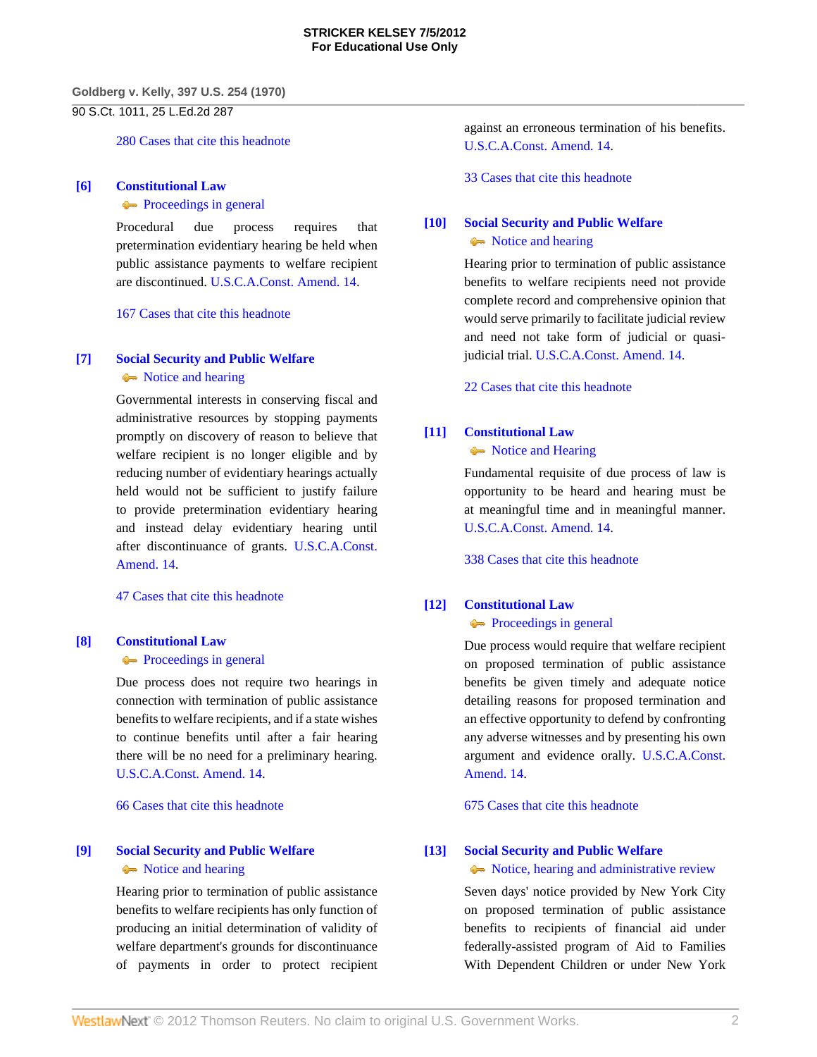280 Cases that cite this headnote

**[6] Constitutional Law**
Proceedings in general

Procedural due process requires that pretermination evidentiary hearing be held when public assistance payments to welfare recipient are discontinued. U.S.C.A.Const. Amend. 14.

167 Cases that cite this headnote

**[7] Social Security and Public Welfare**
Notice and hearing

Governmental interests in conserving fiscal and administrative resources by stopping payments promptly on discovery of reason to believe that welfare recipient is no longer eligible and by reducing number of evidentiary hearings actually held would not be sufficient to justify failure to provide pretermination evidentiary hearing and instead delay evidentiary hearing until after discontinuance of grants. U.S.C.A.Const. Amend. 14.

47 Cases that cite this headnote

**[8] Constitutional Law**
Proceedings in general

Due process does not require two hearings in connection with termination of public assistance benefits to welfare recipients, and if a state wishes to continue benefits until after a fair hearing there will be no need for a preliminary hearing. U.S.C.A.Const. Amend. 14.

66 Cases that cite this headnote

**[9] Social Security and Public Welfare**
Notice and hearing

Hearing prior to termination of public assistance benefits to welfare recipients has only function of producing an initial determination of validity of welfare department's grounds for discontinuance of payments in order to protect recipient against an erroneous termination of his benefits. U.S.C.A.Const. Amend. 14.

33 Cases that cite this headnote

**[10] Social Security and Public Welfare**
Notice and hearing

Hearing prior to termination of public assistance benefits to welfare recipients need not provide complete record and comprehensive opinion that would serve primarily to facilitate judicial review and need not take form of judicial or quasi-judicial trial. U.S.C.A.Const. Amend. 14.

22 Cases that cite this headnote

**[11] Constitutional Law**
Notice and Hearing

Fundamental requisite of due process of law is opportunity to be heard and hearing must be at meaningful time and in meaningful manner. U.S.C.A.Const. Amend. 14.

338 Cases that cite this headnote

**[12] Constitutional Law**
Proceedings in general

Due process would require that welfare recipient on proposed termination of public assistance benefits be given timely and adequate notice detailing reasons for proposed termination and an effective opportunity to defend by confronting any adverse witnesses and by presenting his own argument and evidence orally. U.S.C.A.Const. Amend. 14.

675 Cases that cite this headnote

**[13] Social Security and Public Welfare**
Notice, hearing and administrative review

Seven days' notice provided by New York City on proposed termination of public assistance benefits to recipients of financial aid under federally-assisted program of Aid to Families With Dependent Children or under New York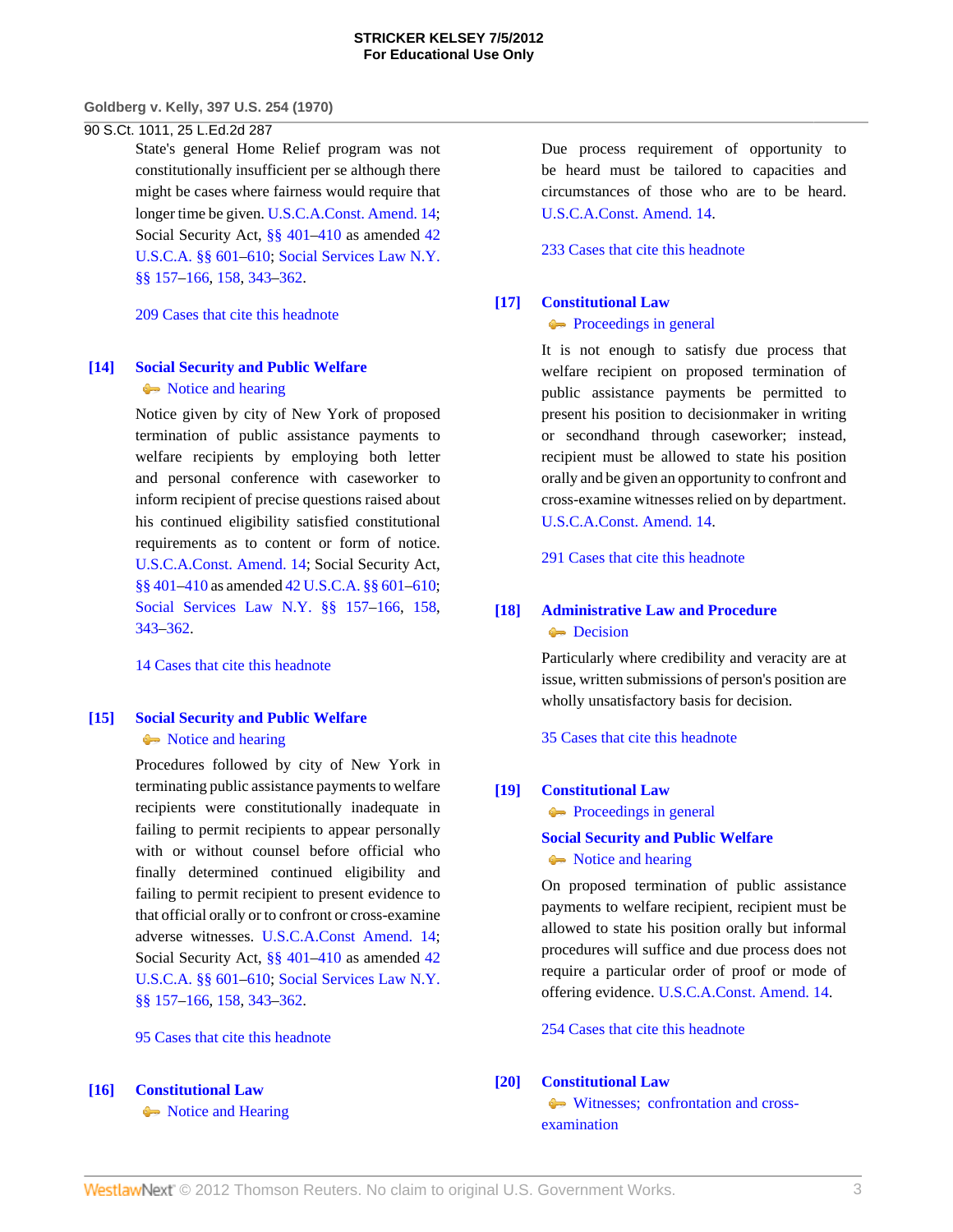State's general Home Relief program was not constitutionally insufficient per se although there might be cases where fairness would require that longer time be given. U.S.C.A.Const. Amend. 14; Social Security Act, §§ 401–410 as amended 42 U.S.C.A. §§ 601–610; Social Services Law N.Y. §§ 157–166, 158, 343–362.

209 Cases that cite this headnote

**[14] Social Security and Public Welfare**
Notice and hearing

Notice given by city of New York of proposed termination of public assistance payments to welfare recipients by employing both letter and personal conference with caseworker to inform recipient of precise questions raised about his continued eligibility satisfied constitutional requirements as to content or form of notice. U.S.C.A.Const. Amend. 14; Social Security Act, §§ 401–410 as amended 42 U.S.C.A. §§ 601–610; Social Services Law N.Y. §§ 157–166, 158, 343–362.

14 Cases that cite this headnote

**[15] Social Security and Public Welfare**
Notice and hearing

Procedures followed by city of New York in terminating public assistance payments to welfare recipients were constitutionally inadequate in failing to permit recipients to appear personally with or without counsel before official who finally determined continued eligibility and failing to permit recipient to present evidence to that official orally or to confront or cross-examine adverse witnesses. U.S.C.A.Const Amend. 14; Social Security Act, §§ 401–410 as amended 42 U.S.C.A. §§ 601–610; Social Services Law N.Y. §§ 157–166, 158, 343–362.

95 Cases that cite this headnote

**[16] Constitutional Law**
Notice and Hearing

Due process requirement of opportunity to be heard must be tailored to capacities and circumstances of those who are to be heard. U.S.C.A.Const. Amend. 14.

233 Cases that cite this headnote

**[17] Constitutional Law**
Proceedings in general

It is not enough to satisfy due process that welfare recipient on proposed termination of public assistance payments be permitted to present his position to decisionmaker in writing or secondhand through caseworker; instead, recipient must be allowed to state his position orally and be given an opportunity to confront and cross-examine witnesses relied on by department. U.S.C.A.Const. Amend. 14.

291 Cases that cite this headnote

**[18] Administrative Law and Procedure**
Decision

Particularly where credibility and veracity are at issue, written submissions of person's position are wholly unsatisfactory basis for decision.

35 Cases that cite this headnote

**[19] Constitutional Law**
Proceedings in general

**Social Security and Public Welfare**
Notice and hearing

On proposed termination of public assistance payments to welfare recipient, recipient must be allowed to state his position orally but informal procedures will suffice and due process does not require a particular order of proof or mode of offering evidence. U.S.C.A.Const. Amend. 14.

254 Cases that cite this headnote

**[20] Constitutional Law**
Witnesses; confrontation and cross-examination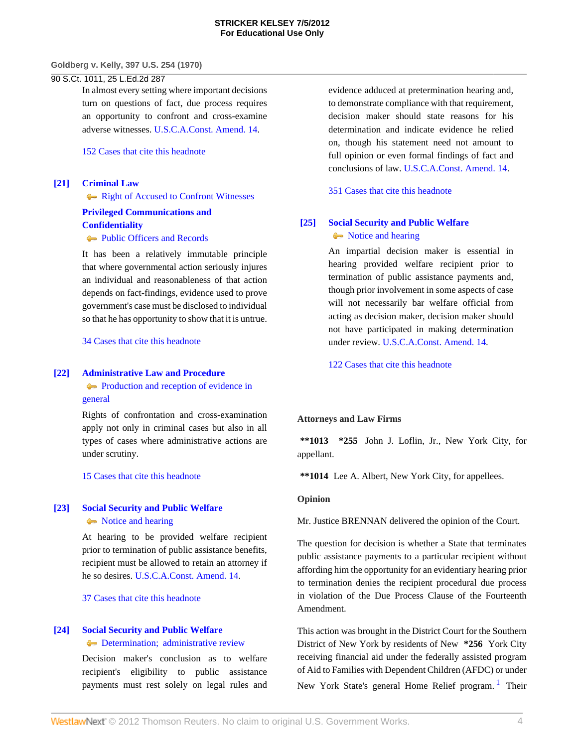In almost every setting where important decisions turn on questions of fact, due process requires an opportunity to confront and cross-examine adverse witnesses. U.S.C.A.Const. Amend. 14.

152 Cases that cite this headnote

**[21] Criminal Law**
Right of Accused to Confront Witnesses

**Privileged Communications and Confidentiality**
Public Officers and Records

It has been a relatively immutable principle that where governmental action seriously injures an individual and reasonableness of that action depends on fact-findings, evidence used to prove government's case must be disclosed to individual so that he has opportunity to show that it is untrue.

34 Cases that cite this headnote

**[22] Administrative Law and Procedure**
Production and reception of evidence in general

Rights of confrontation and cross-examination apply not only in criminal cases but also in all types of cases where administrative actions are under scrutiny.

15 Cases that cite this headnote

**[23] Social Security and Public Welfare**
Notice and hearing

At hearing to be provided welfare recipient prior to termination of public assistance benefits, recipient must be allowed to retain an attorney if he so desires. U.S.C.A.Const. Amend. 14.

37 Cases that cite this headnote

**[24] Social Security and Public Welfare**
Determination; administrative review

Decision maker's conclusion as to welfare recipient's eligibility to public assistance payments must rest solely on legal rules and evidence adduced at pretermination hearing and, to demonstrate compliance with that requirement, decision maker should state reasons for his determination and indicate evidence he relied on, though his statement need not amount to full opinion or even formal findings of fact and conclusions of law. U.S.C.A.Const. Amend. 14.

351 Cases that cite this headnote

**[25] Social Security and Public Welfare**
Notice and hearing

An impartial decision maker is essential in hearing provided welfare recipient prior to termination of public assistance payments and, though prior involvement in some aspects of case will not necessarily bar welfare official from acting as decision maker, decision maker should not have participated in making determination under review. U.S.C.A.Const. Amend. 14.

122 Cases that cite this headnote

**Attorneys and Law Firms**

**\*\*1013 \*255** John J. Loflin, Jr., New York City, for appellant.

**\*\*1014** Lee A. Albert, New York City, for appellees.

**Opinion**

Mr. Justice BRENNAN delivered the opinion of the Court.

The question for decision is whether a State that terminates public assistance payments to a particular recipient without affording him the opportunity for an evidentiary hearing prior to termination denies the recipient procedural due process in violation of the Due Process Clause of the Fourteenth Amendment.

This action was brought in the District Court for the Southern District of New York by residents of New **\*256** York City receiving financial aid under the federally assisted program of Aid to Families with Dependent Children (AFDC) or under New York State's general Home Relief program.[1] Their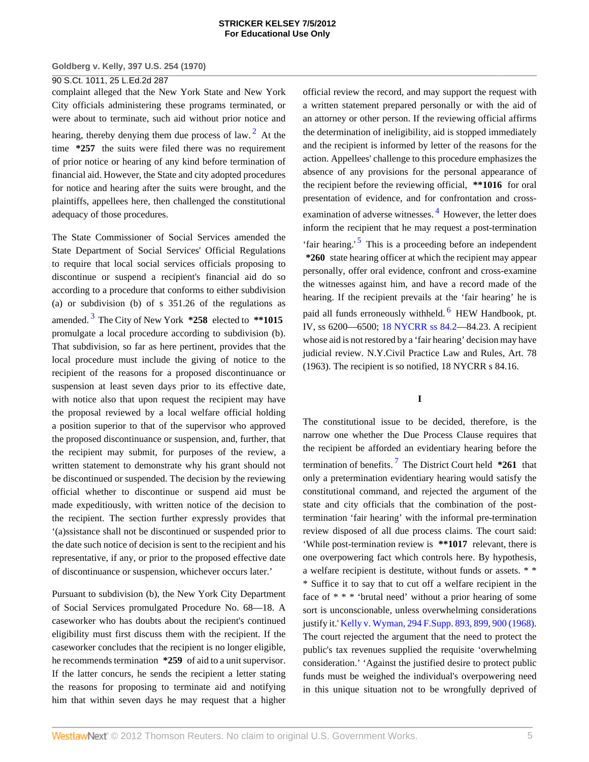complaint alleged that the New York State and New York City officials administering these programs terminated, or were about to terminate, such aid without prior notice and hearing, thereby denying them due process of law.[2] At the time **\*257** the suits were filed there was no requirement of prior notice or hearing of any kind before termination of financial aid. However, the State and city adopted procedures for notice and hearing after the suits were brought, and the plaintiffs, appellees here, then challenged the constitutional adequacy of those procedures.

The State Commissioner of Social Services amended the State Department of Social Services' Official Regulations to require that local social services officials proposing to discontinue or suspend a recipient's financial aid do so according to a procedure that conforms to either subdivision (a) or subdivision (b) of s 351.26 of the regulations as amended.[3] The City of New York **\*258** elected to **\*\*1015** promulgate a local procedure according to subdivision (b). That subdivision, so far as here pertinent, provides that the local procedure must include the giving of notice to the recipient of the reasons for a proposed discontinuance or suspension at least seven days prior to its effective date, with notice also that upon request the recipient may have the proposal reviewed by a local welfare official holding a position superior to that of the supervisor who approved the proposed discontinuance or suspension, and, further, that the recipient may submit, for purposes of the review, a written statement to demonstrate why his grant should not be discontinued or suspended. The decision by the reviewing official whether to discontinue or suspend aid must be made expeditiously, with written notice of the decision to the recipient. The section further expressly provides that '(a)ssistance shall not be discontinued or suspended prior to the date such notice of decision is sent to the recipient and his representative, if any, or prior to the proposed effective date of discontinuance or suspension, whichever occurs later.'

Pursuant to subdivision (b), the New York City Department of Social Services promulgated Procedure No. 68—18. A caseworker who has doubts about the recipient's continued eligibility must first discuss them with the recipient. If the caseworker concludes that the recipient is no longer eligible, he recommends termination **\*259** of aid to a unit supervisor. If the latter concurs, he sends the recipient a letter stating the reasons for proposing to terminate aid and notifying him that within seven days he may request that a higher official review the record, and may support the request with a written statement prepared personally or with the aid of an attorney or other person. If the reviewing official affirms the determination of ineligibility, aid is stopped immediately and the recipient is informed by letter of the reasons for the action. Appellees' challenge to this procedure emphasizes the absence of any provisions for the personal appearance of the recipient before the reviewing official, **\*\*1016** for oral presentation of evidence, and for confrontation and cross-examination of adverse witnesses.[4] However, the letter does inform the recipient that he may request a post-termination 'fair hearing.'[5] This is a proceeding before an independent **\*260** state hearing officer at which the recipient may appear personally, offer oral evidence, confront and cross-examine the witnesses against him, and have a record made of the hearing. If the recipient prevails at the 'fair hearing' he is paid all funds erroneously withheld.[6] HEW Handbook, pt. IV, ss 6200—6500; 18 NYCRR ss 84.2—84.23. A recipient whose aid is not restored by a 'fair hearing' decision may have judicial review. N.Y.Civil Practice Law and Rules, Art. 78 (1963). The recipient is so notified, 18 NYCRR s 84.16.

## I

The constitutional issue to be decided, therefore, is the narrow one whether the Due Process Clause requires that the recipient be afforded an evidentiary hearing before the termination of benefits.[7] The District Court held **\*261** that only a pretermination evidentiary hearing would satisfy the constitutional command, and rejected the argument of the state and city officials that the combination of the post-termination 'fair hearing' with the informal pre-termination review disposed of all due process claims. The court said: 'While post-termination review is **\*\*1017** relevant, there is one overpowering fact which controls here. By hypothesis, a welfare recipient is destitute, without funds or assets. \* \* \* Suffice it to say that to cut off a welfare recipient in the face of \* \* \* 'brutal need' without a prior hearing of some sort is unconscionable, unless overwhelming considerations justify it.' Kelly v. Wyman, 294 F.Supp. 893, 899, 900 (1968). The court rejected the argument that the need to protect the public's tax revenues supplied the requisite 'overwhelming consideration.' 'Against the justified desire to protect public funds must be weighed the individual's overpowering need in this unique situation not to be wrongfully deprived of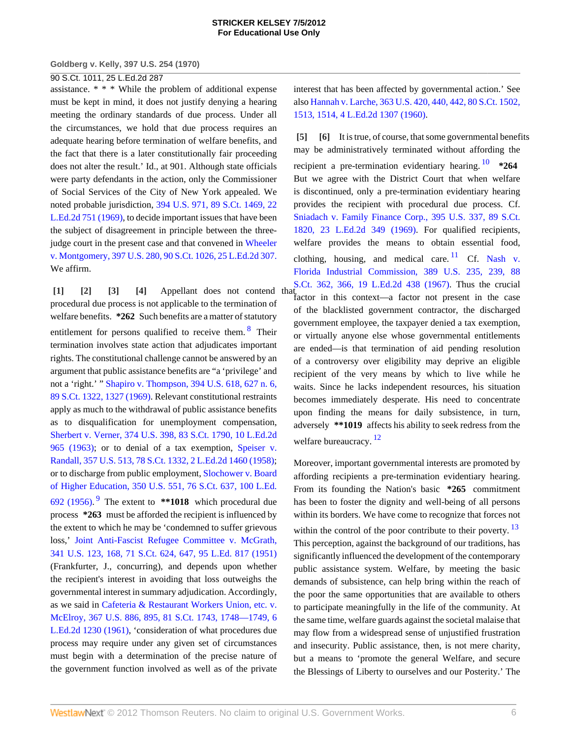assistance. * * * While the problem of additional expense must be kept in mind, it does not justify denying a hearing meeting the ordinary standards of due process. Under all the circumstances, we hold that due process requires an adequate hearing before termination of welfare benefits, and the fact that there is a later constitutionally fair proceeding does not alter the result.' Id., at 901. Although state officials were party defendants in the action, only the Commissioner of Social Services of the City of New York appealed. We noted probable jurisdiction, 394 U.S. 971, 89 S.Ct. 1469, 22 L.Ed.2d 751 (1969), to decide important issues that have been the subject of disagreement in principle between the three-judge court in the present case and that convened in Wheeler v. Montgomery, 397 U.S. 280, 90 S.Ct. 1026, 25 L.Ed.2d 307. We affirm.

**[1] [2] [3] [4]** Appellant does not contend that procedural due process is not applicable to the termination of welfare benefits. **\*262** Such benefits are a matter of statutory entitlement for persons qualified to receive them.[8] Their termination involves state action that adjudicates important rights. The constitutional challenge cannot be answered by an argument that public assistance benefits are "a 'privilege' and not a 'right.' " Shapiro v. Thompson, 394 U.S. 618, 627 n. 6, 89 S.Ct. 1322, 1327 (1969). Relevant constitutional restraints apply as much to the withdrawal of public assistance benefits as to disqualification for unemployment compensation, Sherbert v. Verner, 374 U.S. 398, 83 S.Ct. 1790, 10 L.Ed.2d 965 (1963); or to denial of a tax exemption, Speiser v. Randall, 357 U.S. 513, 78 S.Ct. 1332, 2 L.Ed.2d 1460 (1958); or to discharge from public employment, Slochower v. Board of Higher Education, 350 U.S. 551, 76 S.Ct. 637, 100 L.Ed. 692 (1956).[9] The extent to **\*\*1018** which procedural due process **\*263** must be afforded the recipient is influenced by the extent to which he may be 'condemned to suffer grievous loss,' Joint Anti-Fascist Refugee Committee v. McGrath, 341 U.S. 123, 168, 71 S.Ct. 624, 647, 95 L.Ed. 817 (1951) (Frankfurter, J., concurring), and depends upon whether the recipient's interest in avoiding that loss outweighs the governmental interest in summary adjudication. Accordingly, as we said in Cafeteria & Restaurant Workers Union, etc. v. McElroy, 367 U.S. 886, 895, 81 S.Ct. 1743, 1748—1749, 6 L.Ed.2d 1230 (1961), 'consideration of what procedures due process may require under any given set of circumstances must begin with a determination of the precise nature of the government function involved as well as of the private interest that has been affected by governmental action.' See also Hannah v. Larche, 363 U.S. 420, 440, 442, 80 S.Ct. 1502, 1513, 1514, 4 L.Ed.2d 1307 (1960).

**[5] [6]** It is true, of course, that some governmental benefits may be administratively terminated without affording the recipient a pre-termination evidentiary hearing.[10] **\*264** But we agree with the District Court that when welfare is discontinued, only a pre-termination evidentiary hearing provides the recipient with procedural due process. Cf. Sniadach v. Family Finance Corp., 395 U.S. 337, 89 S.Ct. 1820, 23 L.Ed.2d 349 (1969). For qualified recipients, welfare provides the means to obtain essential food, clothing, housing, and medical care.[11] Cf. Nash v. Florida Industrial Commission, 389 U.S. 235, 239, 88 S.Ct. 362, 366, 19 L.Ed.2d 438 (1967). Thus the crucial factor in this context—a factor not present in the case of the blacklisted government contractor, the discharged government employee, the taxpayer denied a tax exemption, or virtually anyone else whose governmental entitlements are ended—is that termination of aid pending resolution of a controversy over eligibility may deprive an eligible recipient of the very means by which to live while he waits. Since he lacks independent resources, his situation becomes immediately desperate. His need to concentrate upon finding the means for daily subsistence, in turn, adversely **\*\*1019** affects his ability to seek redress from the welfare bureaucracy.[12]

Moreover, important governmental interests are promoted by affording recipients a pre-termination evidentiary hearing. From its founding the Nation's basic **\*265** commitment has been to foster the dignity and well-being of all persons within its borders. We have come to recognize that forces not within the control of the poor contribute to their poverty.[13] This perception, against the background of our traditions, has significantly influenced the development of the contemporary public assistance system. Welfare, by meeting the basic demands of subsistence, can help bring within the reach of the poor the same opportunities that are available to others to participate meaningfully in the life of the community. At the same time, welfare guards against the societal malaise that may flow from a widespread sense of unjustified frustration and insecurity. Public assistance, then, is not mere charity, but a means to 'promote the general Welfare, and secure the Blessings of Liberty to ourselves and our Posterity.' The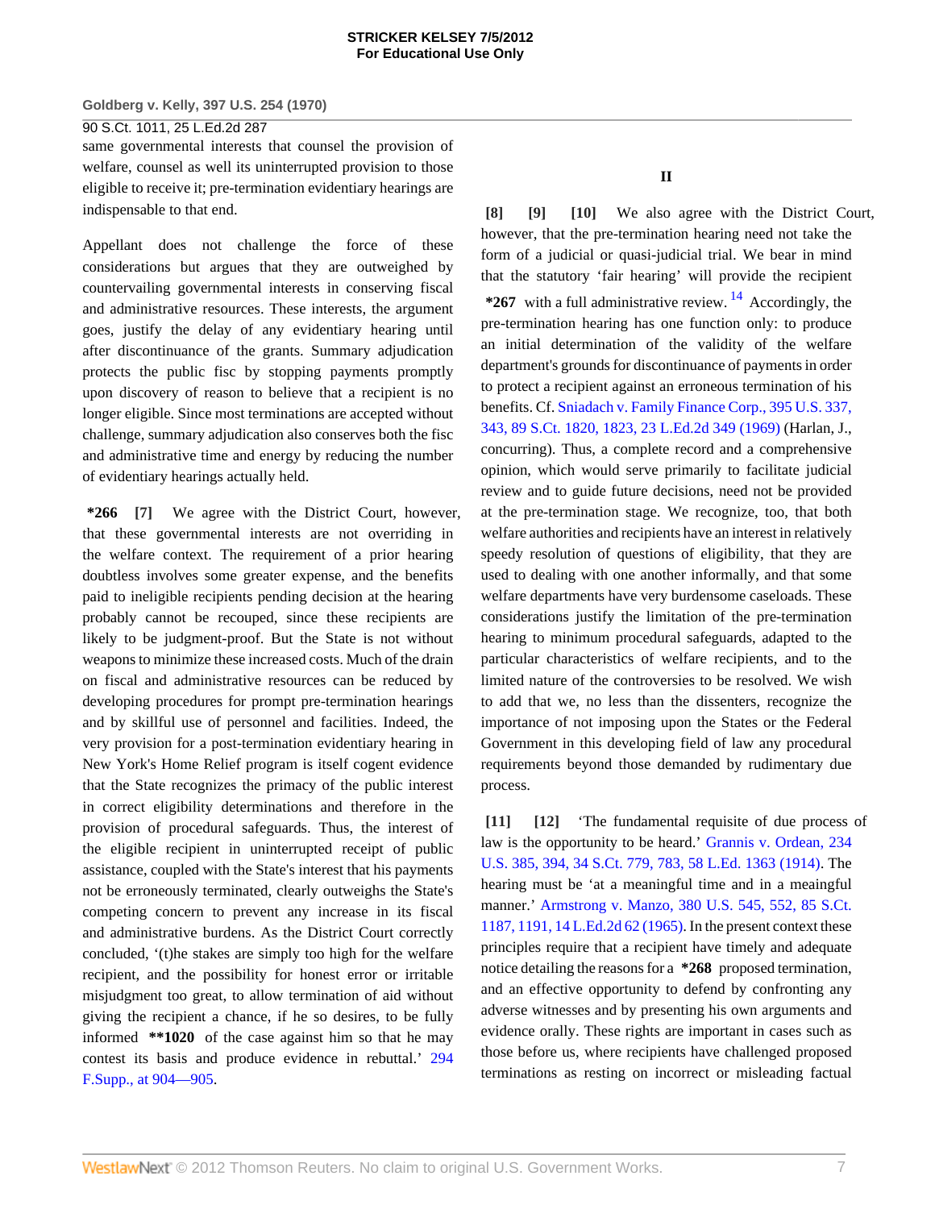same governmental interests that counsel the provision of welfare, counsel as well its uninterrupted provision to those eligible to receive it; pre-termination evidentiary hearings are indispensable to that end.

Appellant does not challenge the force of these considerations but argues that they are outweighed by countervailing governmental interests in conserving fiscal and administrative resources. These interests, the argument goes, justify the delay of any evidentiary hearing until after discontinuance of the grants. Summary adjudication protects the public fisc by stopping payments promptly upon discovery of reason to believe that a recipient is no longer eligible. Since most terminations are accepted without challenge, summary adjudication also conserves both the fisc and administrative time and energy by reducing the number of evidentiary hearings actually held.

**\*266** **[7]** We agree with the District Court, however, that these governmental interests are not overriding in the welfare context. The requirement of a prior hearing doubtless involves some greater expense, and the benefits paid to ineligible recipients pending decision at the hearing probably cannot be recouped, since these recipients are likely to be judgment-proof. But the State is not without weapons to minimize these increased costs. Much of the drain on fiscal and administrative resources can be reduced by developing procedures for prompt pre-termination hearings and by skillful use of personnel and facilities. Indeed, the very provision for a post-termination evidentiary hearing in New York's Home Relief program is itself cogent evidence that the State recognizes the primacy of the public interest in correct eligibility determinations and therefore in the provision of procedural safeguards. Thus, the interest of the eligible recipient in uninterrupted receipt of public assistance, coupled with the State's interest that his payments not be erroneously terminated, clearly outweighs the State's competing concern to prevent any increase in its fiscal and administrative burdens. As the District Court correctly concluded, '(t)he stakes are simply too high for the welfare recipient, and the possibility for honest error or irritable misjudgment too great, to allow termination of aid without giving the recipient a chance, if he so desires, to be fully informed **\*\*1020** of the case against him so that he may contest its basis and produce evidence in rebuttal.' 294 F.Supp., at 904—905.

## II

**[8]** **[9]** **[10]** We also agree with the District Court, however, that the pre-termination hearing need not take the form of a judicial or quasi-judicial trial. We bear in mind that the statutory 'fair hearing' will provide the recipient **\*267** with a full administrative review. [14] Accordingly, the pre-termination hearing has one function only: to produce an initial determination of the validity of the welfare department's grounds for discontinuance of payments in order to protect a recipient against an erroneous termination of his benefits. Cf. Sniadach v. Family Finance Corp., 395 U.S. 337, 343, 89 S.Ct. 1820, 1823, 23 L.Ed.2d 349 (1969) (Harlan, J., concurring). Thus, a complete record and a comprehensive opinion, which would serve primarily to facilitate judicial review and to guide future decisions, need not be provided at the pre-termination stage. We recognize, too, that both welfare authorities and recipients have an interest in relatively speedy resolution of questions of eligibility, that they are used to dealing with one another informally, and that some welfare departments have very burdensome caseloads. These considerations justify the limitation of the pre-termination hearing to minimum procedural safeguards, adapted to the particular characteristics of welfare recipients, and to the limited nature of the controversies to be resolved. We wish to add that we, no less than the dissenters, recognize the importance of not imposing upon the States or the Federal Government in this developing field of law any procedural requirements beyond those demanded by rudimentary due process.

**[11]** **[12]** 'The fundamental requisite of due process of law is the opportunity to be heard.' Grannis v. Ordean, 234 U.S. 385, 394, 34 S.Ct. 779, 783, 58 L.Ed. 1363 (1914). The hearing must be 'at a meaningful time and in a meaningful manner.' Armstrong v. Manzo, 380 U.S. 545, 552, 85 S.Ct. 1187, 1191, 14 L.Ed.2d 62 (1965). In the present context these principles require that a recipient have timely and adequate notice detailing the reasons for a **\*268** proposed termination, and an effective opportunity to defend by confronting any adverse witnesses and by presenting his own arguments and evidence orally. These rights are important in cases such as those before us, where recipients have challenged proposed terminations as resting on incorrect or misleading factual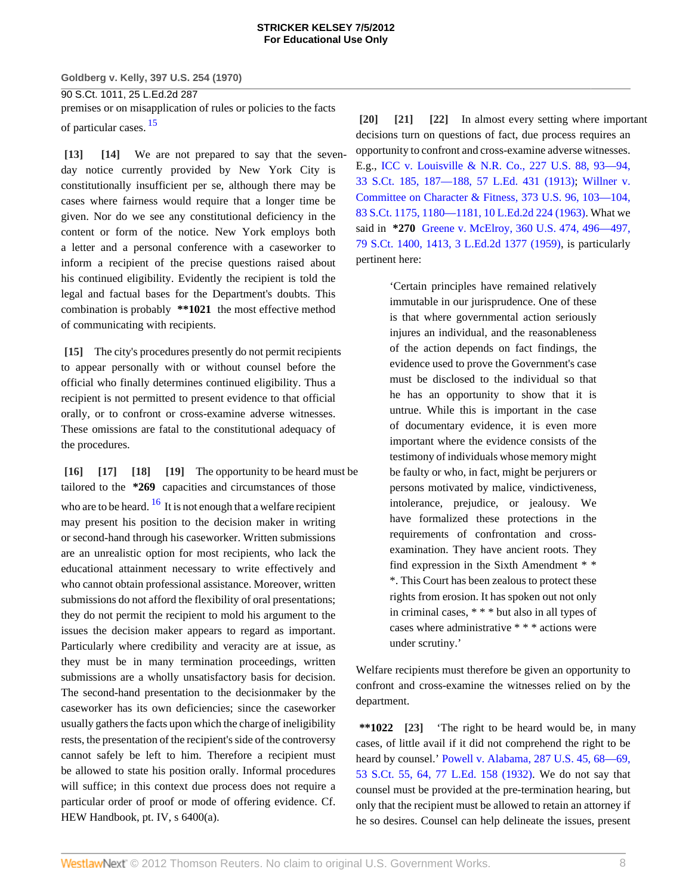premises or on misapplication of rules or policies to the facts of particular cases. [15]

**[13] [14]** We are not prepared to say that the seven-day notice currently provided by New York City is constitutionally insufficient per se, although there may be cases where fairness would require that a longer time be given. Nor do we see any constitutional deficiency in the content or form of the notice. New York employs both a letter and a personal conference with a caseworker to inform a recipient of the precise questions raised about his continued eligibility. Evidently the recipient is told the legal and factual bases for the Department's doubts. This combination is probably **\*\*1021** the most effective method of communicating with recipients.

**[15]** The city's procedures presently do not permit recipients to appear personally with or without counsel before the official who finally determines continued eligibility. Thus a recipient is not permitted to present evidence to that official orally, or to confront or cross-examine adverse witnesses. These omissions are fatal to the constitutional adequacy of the procedures.

**[16] [17] [18] [19]** The opportunity to be heard must be tailored to the **\*269** capacities and circumstances of those who are to be heard. [16] It is not enough that a welfare recipient may present his position to the decision maker in writing or second-hand through his caseworker. Written submissions are an unrealistic option for most recipients, who lack the educational attainment necessary to write effectively and who cannot obtain professional assistance. Moreover, written submissions do not afford the flexibility of oral presentations; they do not permit the recipient to mold his argument to the issues the decision maker appears to regard as important. Particularly where credibility and veracity are at issue, as they must be in many termination proceedings, written submissions are a wholly unsatisfactory basis for decision. The second-hand presentation to the decisionmaker by the caseworker has its own deficiencies; since the caseworker usually gathers the facts upon which the charge of ineligibility rests, the presentation of the recipient's side of the controversy cannot safely be left to him. Therefore a recipient must be allowed to state his position orally. Informal procedures will suffice; in this context due process does not require a particular order of proof or mode of offering evidence. Cf. HEW Handbook, pt. IV, s 6400(a).

**[20] [21] [22]** In almost every setting where important decisions turn on questions of fact, due process requires an opportunity to confront and cross-examine adverse witnesses. E.g., ICC v. Louisville & N.R. Co., 227 U.S. 88, 93—94, 33 S.Ct. 185, 187—188, 57 L.Ed. 431 (1913); Willner v. Committee on Character & Fitness, 373 U.S. 96, 103—104, 83 S.Ct. 1175, 1180—1181, 10 L.Ed.2d 224 (1963). What we said in **\*270** Greene v. McElroy, 360 U.S. 474, 496—497, 79 S.Ct. 1400, 1413, 3 L.Ed.2d 1377 (1959), is particularly pertinent here:

> 'Certain principles have remained relatively immutable in our jurisprudence. One of these is that where governmental action seriously injures an individual, and the reasonableness of the action depends on fact findings, the evidence used to prove the Government's case must be disclosed to the individual so that he has an opportunity to show that it is untrue. While this is important in the case of documentary evidence, it is even more important where the evidence consists of the testimony of individuals whose memory might be faulty or who, in fact, might be perjurers or persons motivated by malice, vindictiveness, intolerance, prejudice, or jealousy. We have formalized these protections in the requirements of confrontation and cross-examination. They have ancient roots. They find expression in the Sixth Amendment \* \* \*. This Court has been zealous to protect these rights from erosion. It has spoken out not only in criminal cases, \* \* \* but also in all types of cases where administrative \* \* \* actions were under scrutiny.'

Welfare recipients must therefore be given an opportunity to confront and cross-examine the witnesses relied on by the department.

**\*\*1022 [23]** 'The right to be heard would be, in many cases, of little avail if it did not comprehend the right to be heard by counsel.' Powell v. Alabama, 287 U.S. 45, 68—69, 53 S.Ct. 55, 64, 77 L.Ed. 158 (1932). We do not say that counsel must be provided at the pre-termination hearing, but only that the recipient must be allowed to retain an attorney if he so desires. Counsel can help delineate the issues, present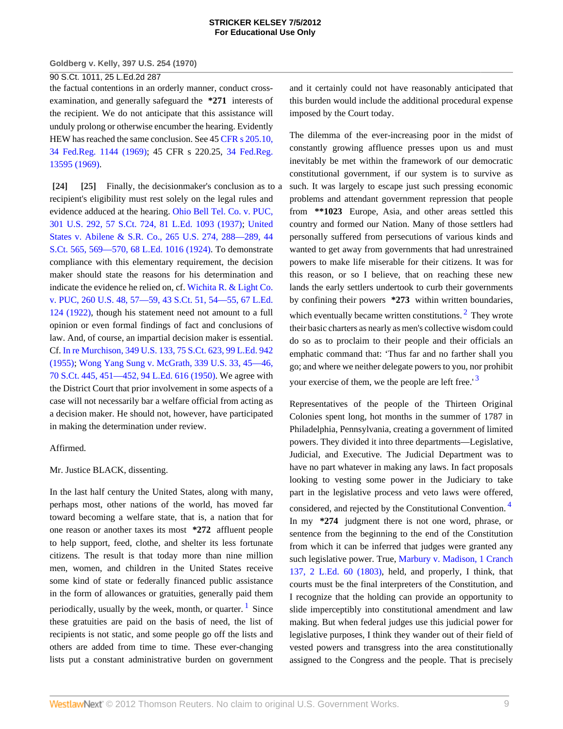the factual contentions in an orderly manner, conduct cross-examination, and generally safeguard the **\*271** interests of the recipient. We do not anticipate that this assistance will unduly prolong or otherwise encumber the hearing. Evidently HEW has reached the same conclusion. See 45 CFR s 205.10, 34 Fed.Reg. 1144 (1969); 45 CFR s 220.25, 34 Fed.Reg. 13595 (1969).

**[24] [25]** Finally, the decisionmaker's conclusion as to a recipient's eligibility must rest solely on the legal rules and evidence adduced at the hearing. Ohio Bell Tel. Co. v. PUC, 301 U.S. 292, 57 S.Ct. 724, 81 L.Ed. 1093 (1937); United States v. Abilene & S.R. Co., 265 U.S. 274, 288—289, 44 S.Ct. 565, 569—570, 68 L.Ed. 1016 (1924). To demonstrate compliance with this elementary requirement, the decision maker should state the reasons for his determination and indicate the evidence he relied on, cf. Wichita R. & Light Co. v. PUC, 260 U.S. 48, 57—59, 43 S.Ct. 51, 54—55, 67 L.Ed. 124 (1922), though his statement need not amount to a full opinion or even formal findings of fact and conclusions of law. And, of course, an impartial decision maker is essential. Cf. In re Murchison, 349 U.S. 133, 75 S.Ct. 623, 99 L.Ed. 942 (1955); Wong Yang Sung v. McGrath, 339 U.S. 33, 45—46, 70 S.Ct. 445, 451—452, 94 L.Ed. 616 (1950). We agree with the District Court that prior involvement in some aspects of a case will not necessarily bar a welfare official from acting as a decision maker. He should not, however, have participated in making the determination under review.

Affirmed.

Mr. Justice BLACK, dissenting.

In the last half century the United States, along with many, perhaps most, other nations of the world, has moved far toward becoming a welfare state, that is, a nation that for one reason or another taxes its most **\*272** affluent people to help support, feed, clothe, and shelter its less fortunate citizens. The result is that today more than nine million men, women, and children in the United States receive some kind of state or federally financed public assistance in the form of allowances or gratuities, generally paid them periodically, usually by the week, month, or quarter.[1] Since these gratuities are paid on the basis of need, the list of recipients is not static, and some people go off the lists and others are added from time to time. These ever-changing lists put a constant administrative burden on government and it certainly could not have reasonably anticipated that this burden would include the additional procedural expense imposed by the Court today.

The dilemma of the ever-increasing poor in the midst of constantly growing affluence presses upon us and must inevitably be met within the framework of our democratic constitutional government, if our system is to survive as such. It was largely to escape just such pressing economic problems and attendant government repression that people from **\*\*1023** Europe, Asia, and other areas settled this country and formed our Nation. Many of those settlers had personally suffered from persecutions of various kinds and wanted to get away from governments that had unrestrained powers to make life miserable for their citizens. It was for this reason, or so I believe, that on reaching these new lands the early settlers undertook to curb their governments by confining their powers **\*273** within written boundaries, which eventually became written constitutions.[2] They wrote their basic charters as nearly as men's collective wisdom could do so as to proclaim to their people and their officials an emphatic command that: 'Thus far and no farther shall you go; and where we neither delegate powers to you, nor prohibit your exercise of them, we the people are left free.'[3]

Representatives of the people of the Thirteen Original Colonies spent long, hot months in the summer of 1787 in Philadelphia, Pennsylvania, creating a government of limited powers. They divided it into three departments—Legislative, Judicial, and Executive. The Judicial Department was to have no part whatever in making any laws. In fact proposals looking to vesting some power in the Judiciary to take part in the legislative process and veto laws were offered, considered, and rejected by the Constitutional Convention.[4] In my **\*274** judgment there is not one word, phrase, or sentence from the beginning to the end of the Constitution from which it can be inferred that judges were granted any such legislative power. True, Marbury v. Madison, 1 Cranch 137, 2 L.Ed. 60 (1803), held, and properly, I think, that courts must be the final interpreters of the Constitution, and I recognize that the holding can provide an opportunity to slide imperceptibly into constitutional amendment and law making. But when federal judges use this judicial power for legislative purposes, I think they wander out of their field of vested powers and transgress into the area constitutionally assigned to the Congress and the people. That is precisely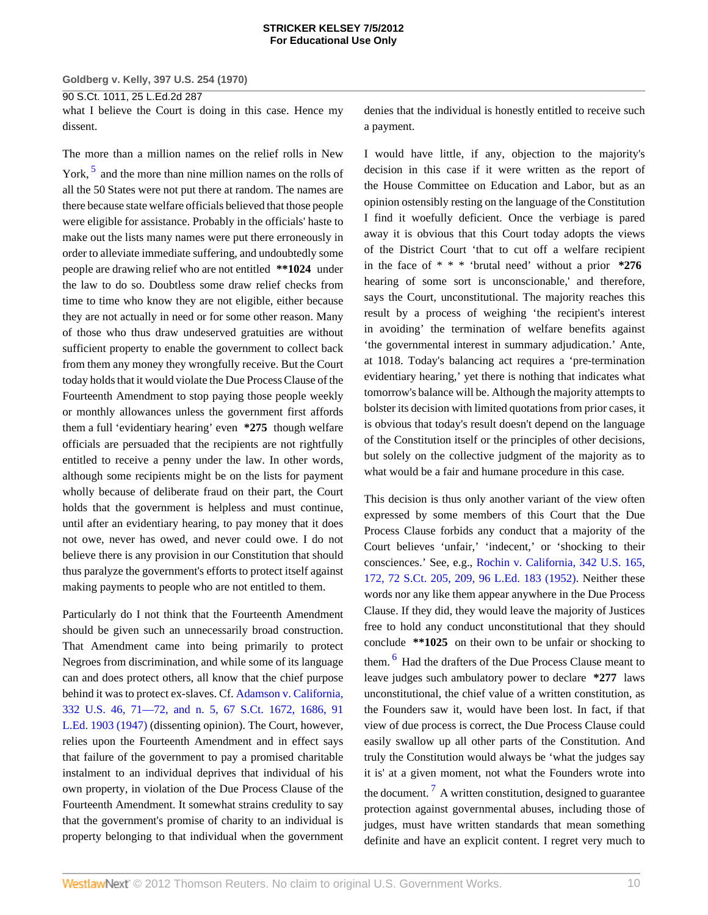what I believe the Court is doing in this case. Hence my dissent.

The more than a million names on the relief rolls in New York, [5] and the more than nine million names on the rolls of all the 50 States were not put there at random. The names are there because state welfare officials believed that those people were eligible for assistance. Probably in the officials' haste to make out the lists many names were put there erroneously in order to alleviate immediate suffering, and undoubtedly some people are drawing relief who are not entitled **\*\*1024** under the law to do so. Doubtless some draw relief checks from time to time who know they are not eligible, either because they are not actually in need or for some other reason. Many of those who thus draw undeserved gratuities are without sufficient property to enable the government to collect back from them any money they wrongfully receive. But the Court today holds that it would violate the Due Process Clause of the Fourteenth Amendment to stop paying those people weekly or monthly allowances unless the government first affords them a full 'evidentiary hearing' even **\*275** though welfare officials are persuaded that the recipients are not rightfully entitled to receive a penny under the law. In other words, although some recipients might be on the lists for payment wholly because of deliberate fraud on their part, the Court holds that the government is helpless and must continue, until after an evidentiary hearing, to pay money that it does not owe, never has owed, and never could owe. I do not believe there is any provision in our Constitution that should thus paralyze the government's efforts to protect itself against making payments to people who are not entitled to them.

Particularly do I not think that the Fourteenth Amendment should be given such an unnecessarily broad construction. That Amendment came into being primarily to protect Negroes from discrimination, and while some of its language can and does protect others, all know that the chief purpose behind it was to protect ex-slaves. Cf. Adamson v. California, 332 U.S. 46, 71—72, and n. 5, 67 S.Ct. 1672, 1686, 91 L.Ed. 1903 (1947) (dissenting opinion). The Court, however, relies upon the Fourteenth Amendment and in effect says that failure of the government to pay a promised charitable instalment to an individual deprives that individual of his own property, in violation of the Due Process Clause of the Fourteenth Amendment. It somewhat strains credulity to say that the government's promise of charity to an individual is property belonging to that individual when the government denies that the individual is honestly entitled to receive such a payment.

I would have little, if any, objection to the majority's decision in this case if it were written as the report of the House Committee on Education and Labor, but as an opinion ostensibly resting on the language of the Constitution I find it woefully deficient. Once the verbiage is pared away it is obvious that this Court today adopts the views of the District Court 'that to cut off a welfare recipient in the face of * * * 'brutal need' without a prior **\*276** hearing of some sort is unconscionable,' and therefore, says the Court, unconstitutional. The majority reaches this result by a process of weighing 'the recipient's interest in avoiding' the termination of welfare benefits against 'the governmental interest in summary adjudication.' Ante, at 1018. Today's balancing act requires a 'pre-termination evidentiary hearing,' yet there is nothing that indicates what tomorrow's balance will be. Although the majority attempts to bolster its decision with limited quotations from prior cases, it is obvious that today's result doesn't depend on the language of the Constitution itself or the principles of other decisions, but solely on the collective judgment of the majority as to what would be a fair and humane procedure in this case.

This decision is thus only another variant of the view often expressed by some members of this Court that the Due Process Clause forbids any conduct that a majority of the Court believes 'unfair,' 'indecent,' or 'shocking to their consciences.' See, e.g., Rochin v. California, 342 U.S. 165, 172, 72 S.Ct. 205, 209, 96 L.Ed. 183 (1952). Neither these words nor any like them appear anywhere in the Due Process Clause. If they did, they would leave the majority of Justices free to hold any conduct unconstitutional that they should conclude **\*\*1025** on their own to be unfair or shocking to them. [6] Had the drafters of the Due Process Clause meant to leave judges such ambulatory power to declare **\*277** laws unconstitutional, the chief value of a written constitution, as the Founders saw it, would have been lost. In fact, if that view of due process is correct, the Due Process Clause could easily swallow up all other parts of the Constitution. And truly the Constitution would always be 'what the judges say it is' at a given moment, not what the Founders wrote into the document. [7] A written constitution, designed to guarantee protection against governmental abuses, including those of judges, must have written standards that mean something definite and have an explicit content. I regret very much to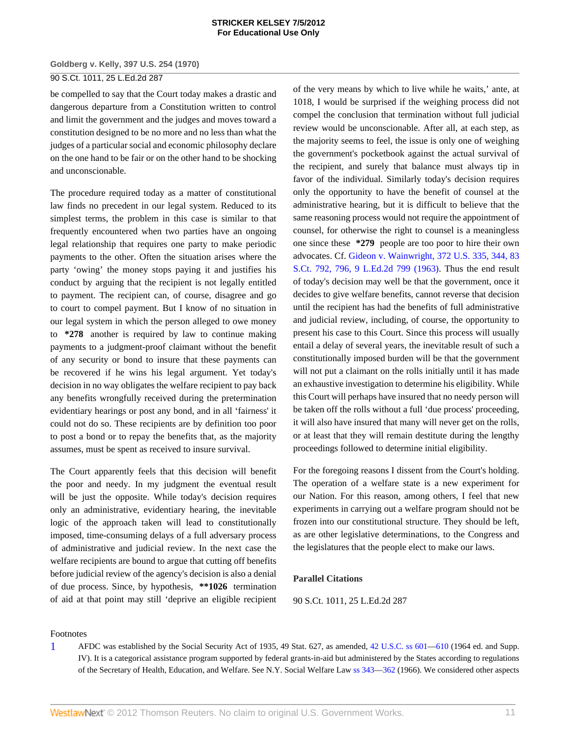be compelled to say that the Court today makes a drastic and dangerous departure from a Constitution written to control and limit the government and the judges and moves toward a constitution designed to be no more and no less than what the judges of a particular social and economic philosophy declare on the one hand to be fair or on the other hand to be shocking and unconscionable.

The procedure required today as a matter of constitutional law finds no precedent in our legal system. Reduced to its simplest terms, the problem in this case is similar to that frequently encountered when two parties have an ongoing legal relationship that requires one party to make periodic payments to the other. Often the situation arises where the party 'owing' the money stops paying it and justifies his conduct by arguing that the recipient is not legally entitled to payment. The recipient can, of course, disagree and go to court to compel payment. But I know of no situation in our legal system in which the person alleged to owe money to **\*278** another is required by law to continue making payments to a judgment-proof claimant without the benefit of any security or bond to insure that these payments can be recovered if he wins his legal argument. Yet today's decision in no way obligates the welfare recipient to pay back any benefits wrongfully received during the pretermination evidentiary hearings or post any bond, and in all 'fairness' it could not do so. These recipients are by definition too poor to post a bond or to repay the benefits that, as the majority assumes, must be spent as received to insure survival.

The Court apparently feels that this decision will benefit the poor and needy. In my judgment the eventual result will be just the opposite. While today's decision requires only an administrative, evidentiary hearing, the inevitable logic of the approach taken will lead to constitutionally imposed, time-consuming delays of a full adversary process of administrative and judicial review. In the next case the welfare recipients are bound to argue that cutting off benefits before judicial review of the agency's decision is also a denial of due process. Since, by hypothesis, **\*\*1026** termination of aid at that point may still 'deprive an eligible recipient of the very means by which to live while he waits,' ante, at 1018, I would be surprised if the weighing process did not compel the conclusion that termination without full judicial review would be unconscionable. After all, at each step, as the majority seems to feel, the issue is only one of weighing the government's pocketbook against the actual survival of the recipient, and surely that balance must always tip in favor of the individual. Similarly today's decision requires only the opportunity to have the benefit of counsel at the administrative hearing, but it is difficult to believe that the same reasoning process would not require the appointment of counsel, for otherwise the right to counsel is a meaningless one since these **\*279** people are too poor to hire their own advocates. Cf. Gideon v. Wainwright, 372 U.S. 335, 344, 83 S.Ct. 792, 796, 9 L.Ed.2d 799 (1963). Thus the end result of today's decision may well be that the government, once it decides to give welfare benefits, cannot reverse that decision until the recipient has had the benefits of full administrative and judicial review, including, of course, the opportunity to present his case to this Court. Since this process will usually entail a delay of several years, the inevitable result of such a constitutionally imposed burden will be that the government will not put a claimant on the rolls initially until it has made an exhaustive investigation to determine his eligibility. While this Court will perhaps have insured that no needy person will be taken off the rolls without a full 'due process' proceeding, it will also have insured that many will never get on the rolls, or at least that they will remain destitute during the lengthy proceedings followed to determine initial eligibility.

For the foregoing reasons I dissent from the Court's holding. The operation of a welfare state is a new experiment for our Nation. For this reason, among others, I feel that new experiments in carrying out a welfare program should not be frozen into our constitutional structure. They should be left, as are other legislative determinations, to the Congress and the legislatures that the people elect to make our laws.

**Parallel Citations**

90 S.Ct. 1011, 25 L.Ed.2d 287

Footnotes

1 AFDC was established by the Social Security Act of 1935, 49 Stat. 627, as amended, 42 U.S.C. ss 601—610 (1964 ed. and Supp. IV). It is a categorical assistance program supported by federal grants-in-aid but administered by the States according to regulations of the Secretary of Health, Education, and Welfare. See N.Y. Social Welfare Law ss 343—362 (1966). We considered other aspects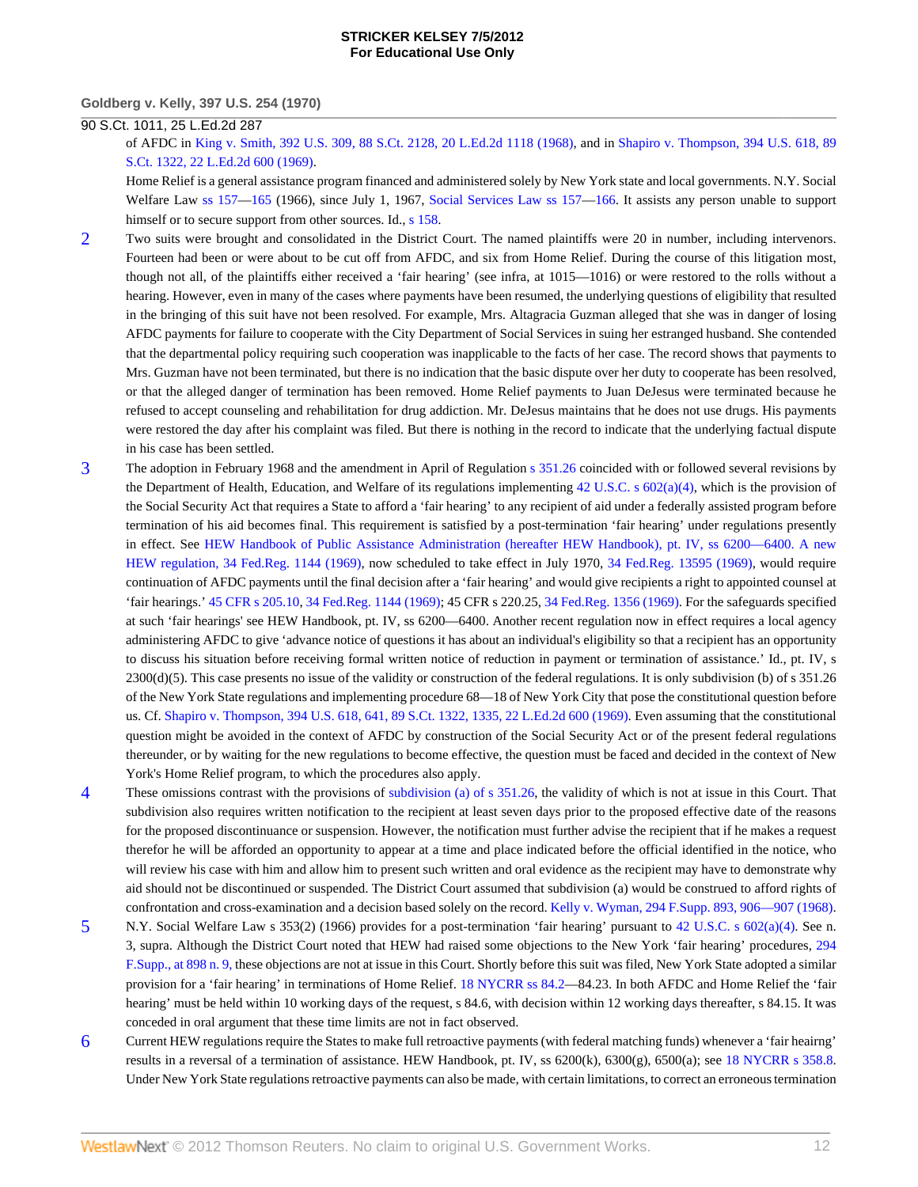of AFDC in King v. Smith, 392 U.S. 309, 88 S.Ct. 2128, 20 L.Ed.2d 1118 (1968), and in Shapiro v. Thompson, 394 U.S. 618, 89 S.Ct. 1322, 22 L.Ed.2d 600 (1969).

Home Relief is a general assistance program financed and administered solely by New York state and local governments. N.Y. Social Welfare Law ss 157—165 (1966), since July 1, 1967, Social Services Law ss 157—166. It assists any person unable to support himself or to secure support from other sources. Id., s 158.

2 Two suits were brought and consolidated in the District Court. The named plaintiffs were 20 in number, including intervenors. Fourteen had been or were about to be cut off from AFDC, and six from Home Relief. During the course of this litigation most, though not all, of the plaintiffs either received a 'fair hearing' (see infra, at 1015—1016) or were restored to the rolls without a hearing. However, even in many of the cases where payments have been resumed, the underlying questions of eligibility that resulted in the bringing of this suit have not been resolved. For example, Mrs. Altagracia Guzman alleged that she was in danger of losing AFDC payments for failure to cooperate with the City Department of Social Services in suing her estranged husband. She contended that the departmental policy requiring such cooperation was inapplicable to the facts of her case. The record shows that payments to Mrs. Guzman have not been terminated, but there is no indication that the basic dispute over her duty to cooperate has been resolved, or that the alleged danger of termination has been removed. Home Relief payments to Juan DeJesus were terminated because he refused to accept counseling and rehabilitation for drug addiction. Mr. DeJesus maintains that he does not use drugs. His payments were restored the day after his complaint was filed. But there is nothing in the record to indicate that the underlying factual dispute in his case has been settled.

3 The adoption in February 1968 and the amendment in April of Regulation s 351.26 coincided with or followed several revisions by the Department of Health, Education, and Welfare of its regulations implementing 42 U.S.C. s 602(a)(4), which is the provision of the Social Security Act that requires a State to afford a 'fair hearing' to any recipient of aid under a federally assisted program before termination of his aid becomes final. This requirement is satisfied by a post-termination 'fair hearing' under regulations presently in effect. See HEW Handbook of Public Assistance Administration (hereafter HEW Handbook), pt. IV, ss 6200—6400. A new HEW regulation, 34 Fed.Reg. 1144 (1969), now scheduled to take effect in July 1970, 34 Fed.Reg. 13595 (1969), would require continuation of AFDC payments until the final decision after a 'fair hearing' and would give recipients a right to appointed counsel at 'fair hearings.' 45 CFR s 205.10, 34 Fed.Reg. 1144 (1969); 45 CFR s 220.25, 34 Fed.Reg. 1356 (1969). For the safeguards specified at such 'fair hearings' see HEW Handbook, pt. IV, ss 6200—6400. Another recent regulation now in effect requires a local agency administering AFDC to give 'advance notice of questions it has about an individual's eligibility so that a recipient has an opportunity to discuss his situation before receiving formal written notice of reduction in payment or termination of assistance.' Id., pt. IV, s 2300(d)(5). This case presents no issue of the validity or construction of the federal regulations. It is only subdivision (b) of s 351.26 of the New York State regulations and implementing procedure 68—18 of New York City that pose the constitutional question before us. Cf. Shapiro v. Thompson, 394 U.S. 618, 641, 89 S.Ct. 1322, 1335, 22 L.Ed.2d 600 (1969). Even assuming that the constitutional question might be avoided in the context of AFDC by construction of the Social Security Act or of the present federal regulations thereunder, or by waiting for the new regulations to become effective, the question must be faced and decided in the context of New York's Home Relief program, to which the procedures also apply.

4 These omissions contrast with the provisions of subdivision (a) of s 351.26, the validity of which is not at issue in this Court. That subdivision also requires written notification to the recipient at least seven days prior to the proposed effective date of the reasons for the proposed discontinuance or suspension. However, the notification must further advise the recipient that if he makes a request therefor he will be afforded an opportunity to appear at a time and place indicated before the official identified in the notice, who will review his case with him and allow him to present such written and oral evidence as the recipient may have to demonstrate why aid should not be discontinued or suspended. The District Court assumed that subdivision (a) would be construed to afford rights of confrontation and cross-examination and a decision based solely on the record. Kelly v. Wyman, 294 F.Supp. 893, 906—907 (1968).

5 N.Y. Social Welfare Law s 353(2) (1966) provides for a post-termination 'fair hearing' pursuant to 42 U.S.C. s 602(a)(4). See n. 3, supra. Although the District Court noted that HEW had raised some objections to the New York 'fair hearing' procedures, 294 F.Supp., at 898 n. 9, these objections are not at issue in this Court. Shortly before this suit was filed, New York State adopted a similar provision for a 'fair hearing' in terminations of Home Relief. 18 NYCRR ss 84.2—84.23. In both AFDC and Home Relief the 'fair hearing' must be held within 10 working days of the request, s 84.6, with decision within 12 working days thereafter, s 84.15. It was conceded in oral argument that these time limits are not in fact observed.

6 Current HEW regulations require the States to make full retroactive payments (with federal matching funds) whenever a 'fair heairng' results in a reversal of a termination of assistance. HEW Handbook, pt. IV, ss 6200(k), 6300(g), 6500(a); see 18 NYCRR s 358.8. Under New York State regulations retroactive payments can also be made, with certain limitations, to correct an erroneous termination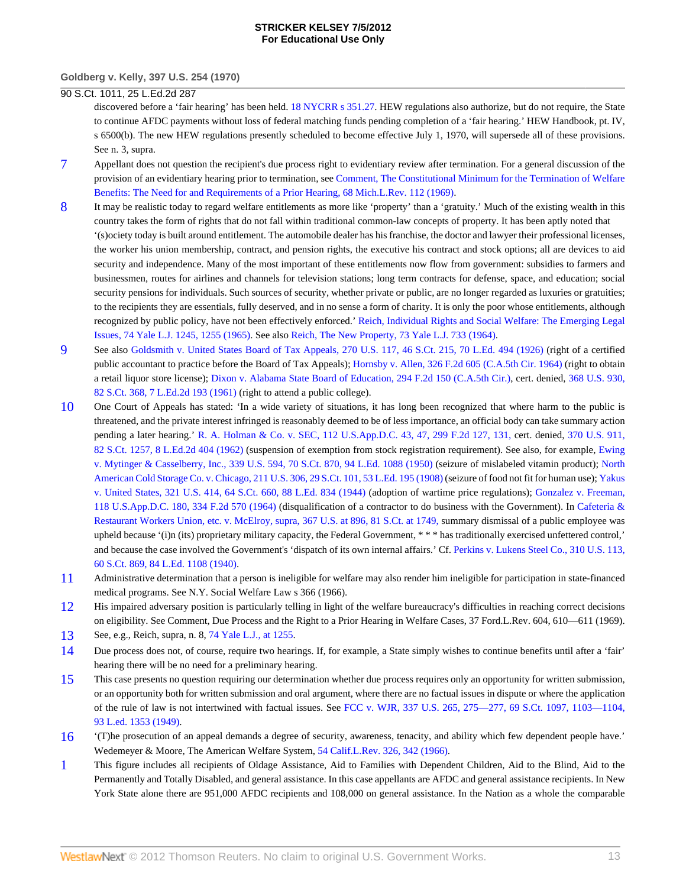discovered before a 'fair hearing' has been held. 18 NYCRR s 351.27. HEW regulations also authorize, but do not require, the State to continue AFDC payments without loss of federal matching funds pending completion of a 'fair hearing.' HEW Handbook, pt. IV, s 6500(b). The new HEW regulations presently scheduled to become effective July 1, 1970, will supersede all of these provisions. See n. 3, supra.

7 Appellant does not question the recipient's due process right to evidentiary review after termination. For a general discussion of the provision of an evidentiary hearing prior to termination, see Comment, The Constitutional Minimum for the Termination of Welfare Benefits: The Need for and Requirements of a Prior Hearing, 68 Mich.L.Rev. 112 (1969).

8 It may be realistic today to regard welfare entitlements as more like 'property' than a 'gratuity.' Much of the existing wealth in this country takes the form of rights that do not fall within traditional common-law concepts of property. It has been aptly noted that '(s)ociety today is built around entitlement. The automobile dealer has his franchise, the doctor and lawyer their professional licenses, the worker his union membership, contract, and pension rights, the executive his contract and stock options; all are devices to aid security and independence. Many of the most important of these entitlements now flow from government: subsidies to farmers and businessmen, routes for airlines and channels for television stations; long term contracts for defense, space, and education; social security pensions for individuals. Such sources of security, whether private or public, are no longer regarded as luxuries or gratuities; to the recipients they are essentials, fully deserved, and in no sense a form of charity. It is only the poor whose entitlements, although recognized by public policy, have not been effectively enforced.' Reich, Individual Rights and Social Welfare: The Emerging Legal Issues, 74 Yale L.J. 1245, 1255 (1965). See also Reich, The New Property, 73 Yale L.J. 733 (1964).

9 See also Goldsmith v. United States Board of Tax Appeals, 270 U.S. 117, 46 S.Ct. 215, 70 L.Ed. 494 (1926) (right of a certified public accountant to practice before the Board of Tax Appeals); Hornsby v. Allen, 326 F.2d 605 (C.A.5th Cir. 1964) (right to obtain a retail liquor store license); Dixon v. Alabama State Board of Education, 294 F.2d 150 (C.A.5th Cir.), cert. denied, 368 U.S. 930, 82 S.Ct. 368, 7 L.Ed.2d 193 (1961) (right to attend a public college).

10 One Court of Appeals has stated: 'In a wide variety of situations, it has long been recognized that where harm to the public is threatened, and the private interest infringed is reasonably deemed to be of less importance, an official body can take summary action pending a later hearing.' R. A. Holman & Co. v. SEC, 112 U.S.App.D.C. 43, 47, 299 F.2d 127, 131, cert. denied, 370 U.S. 911, 82 S.Ct. 1257, 8 L.Ed.2d 404 (1962) (suspension of exemption from stock registration requirement). See also, for example, Ewing v. Mytinger & Casselberry, Inc., 339 U.S. 594, 70 S.Ct. 870, 94 L.Ed. 1088 (1950) (seizure of mislabeled vitamin product); North American Cold Storage Co. v. Chicago, 211 U.S. 306, 29 S.Ct. 101, 53 L.Ed. 195 (1908) (seizure of food not fit for human use); Yakus v. United States, 321 U.S. 414, 64 S.Ct. 660, 88 L.Ed. 834 (1944) (adoption of wartime price regulations); Gonzalez v. Freeman, 118 U.S.App.D.C. 180, 334 F.2d 570 (1964) (disqualification of a contractor to do business with the Government). In Cafeteria & Restaurant Workers Union, etc. v. McElroy, supra, 367 U.S. at 896, 81 S.Ct. at 1749, summary dismissal of a public employee was upheld because '(i)n (its) proprietary military capacity, the Federal Government, * * * has traditionally exercised unfettered control,' and because the case involved the Government's 'dispatch of its own internal affairs.' Cf. Perkins v. Lukens Steel Co., 310 U.S. 113, 60 S.Ct. 869, 84 L.Ed. 1108 (1940).

11 Administrative determination that a person is ineligible for welfare may also render him ineligible for participation in state-financed medical programs. See N.Y. Social Welfare Law s 366 (1966).

12 His impaired adversary position is particularly telling in light of the welfare bureaucracy's difficulties in reaching correct decisions on eligibility. See Comment, Due Process and the Right to a Prior Hearing in Welfare Cases, 37 Ford.L.Rev. 604, 610—611 (1969).

13 See, e.g., Reich, supra, n. 8, 74 Yale L.J., at 1255.

14 Due process does not, of course, require two hearings. If, for example, a State simply wishes to continue benefits until after a 'fair' hearing there will be no need for a preliminary hearing.

15 This case presents no question requiring our determination whether due process requires only an opportunity for written submission, or an opportunity both for written submission and oral argument, where there are no factual issues in dispute or where the application of the rule of law is not intertwined with factual issues. See FCC v. WJR, 337 U.S. 265, 275—277, 69 S.Ct. 1097, 1103—1104, 93 L.ed. 1353 (1949).

16 '(T)he prosecution of an appeal demands a degree of security, awareness, tenacity, and ability which few dependent people have.' Wedemeyer & Moore, The American Welfare System, 54 Calif.L.Rev. 326, 342 (1966).

1 This figure includes all recipients of Oldage Assistance, Aid to Families with Dependent Children, Aid to the Blind, Aid to the Permanently and Totally Disabled, and general assistance. In this case appellants are AFDC and general assistance recipients. In New York State alone there are 951,000 AFDC recipients and 108,000 on general assistance. In the Nation as a whole the comparable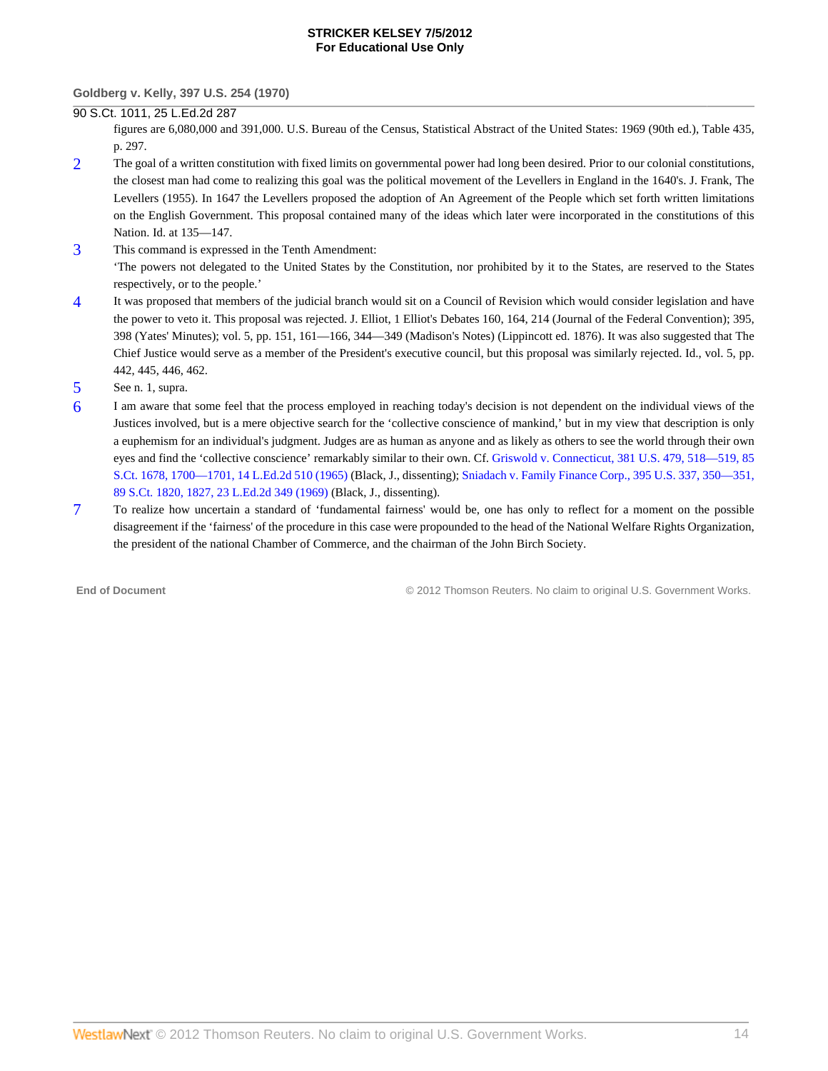figures are 6,080,000 and 391,000. U.S. Bureau of the Census, Statistical Abstract of the United States: 1969 (90th ed.), Table 435, p. 297.

2 The goal of a written constitution with fixed limits on governmental power had long been desired. Prior to our colonial constitutions, the closest man had come to realizing this goal was the political movement of the Levellers in England in the 1640's. J. Frank, The Levellers (1955). In 1647 the Levellers proposed the adoption of An Agreement of the People which set forth written limitations on the English Government. This proposal contained many of the ideas which later were incorporated in the constitutions of this Nation. Id. at 135—147.

3 This command is expressed in the Tenth Amendment:
'The powers not delegated to the United States by the Constitution, nor prohibited by it to the States, are reserved to the States respectively, or to the people.'

4 It was proposed that members of the judicial branch would sit on a Council of Revision which would consider legislation and have the power to veto it. This proposal was rejected. J. Elliot, 1 Elliot's Debates 160, 164, 214 (Journal of the Federal Convention); 395, 398 (Yates' Minutes); vol. 5, pp. 151, 161—166, 344—349 (Madison's Notes) (Lippincott ed. 1876). It was also suggested that The Chief Justice would serve as a member of the President's executive council, but this proposal was similarly rejected. Id., vol. 5, pp. 442, 445, 446, 462.

5 See n. 1, supra.

6 I am aware that some feel that the process employed in reaching today's decision is not dependent on the individual views of the Justices involved, but is a mere objective search for the 'collective conscience of mankind,' but in my view that description is only a euphemism for an individual's judgment. Judges are as human as anyone and as likely as others to see the world through their own eyes and find the 'collective conscience' remarkably similar to their own. Cf. Griswold v. Connecticut, 381 U.S. 479, 518—519, 85 S.Ct. 1678, 1700—1701, 14 L.Ed.2d 510 (1965) (Black, J., dissenting); Sniadach v. Family Finance Corp., 395 U.S. 337, 350—351, 89 S.Ct. 1820, 1827, 23 L.Ed.2d 349 (1969) (Black, J., dissenting).

7 To realize how uncertain a standard of 'fundamental fairness' would be, one has only to reflect for a moment on the possible disagreement if the 'fairness' of the procedure in this case were propounded to the head of the National Welfare Rights Organization, the president of the national Chamber of Commerce, and the chairman of the John Birch Society.

**End of Document** © 2012 Thomson Reuters. No claim to original U.S. Government Works.